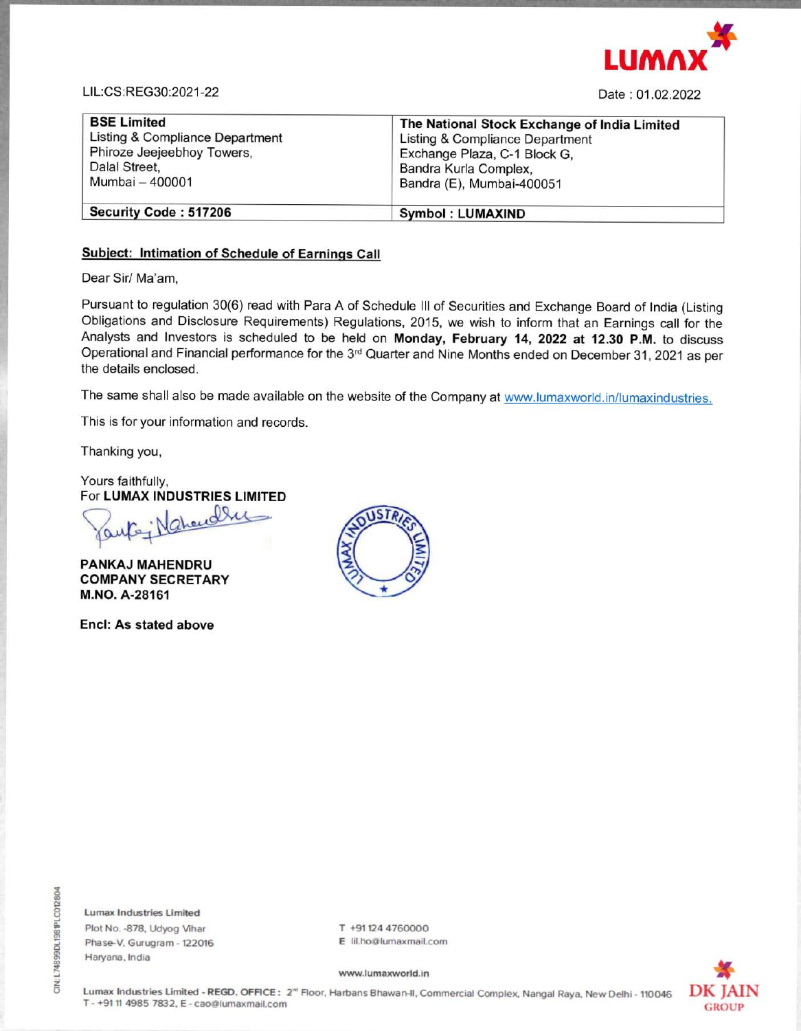LIL:CS:REG30:2021-22

Date : 01.02.2022

| **BSE Limited**<br>Listing & Compliance Department<br>Phiroze Jeejeebhoy Towers,<br>Dalal Street,<br>Mumbai – 400001 | **The National Stock Exchange of India Limited**<br>Listing & Compliance Department<br>Exchange Plaza, C-1 Block G,<br>Bandra Kurla Complex,<br>Bandra (E), Mumbai-400051 |
|---|---|
| **Security Code : 517206** | **Symbol : LUMAXIND** |

**Subject: Intimation of Schedule of Earnings Call**

Dear Sir/ Ma'am,

Pursuant to regulation 30(6) read with Para A of Schedule III of Securities and Exchange Board of India (Listing Obligations and Disclosure Requirements) Regulations, 2015, we wish to inform that an Earnings call for the Analysts and Investors is scheduled to be held on **Monday, February 14, 2022 at 12.30 P.M.** to discuss Operational and Financial performance for the 3rd Quarter and Nine Months ended on December 31, 2021 as per the details enclosed.

The same shall also be made available on the website of the Company at www.lumaxworld.in/lumaxindustries.

This is for your information and records.

Thanking you,

Yours faithfully,
For **LUMAX INDUSTRIES LIMITED**

**PANKAJ MAHENDRU**
**COMPANY SECRETARY**
**M.NO. A-28161**

**Encl: As stated above**

Lumax Industries Limited
Plot No. -878, Udyog Vihar
Phase-V, Gurugram - 122016
Haryana, India

T +91 124 4760000
E lil.ho@lumaxmail.com

www.lumaxworld.in

Lumax Industries Limited - REGD. OFFICE : 2nd Floor, Harbans Bhawan-II, Commercial Complex, Nangal Raya, New Delhi - 110046
T - +91 11 4985 7832, E - cao@lumaxmail.com

CIN: L74899DL1981PLC012804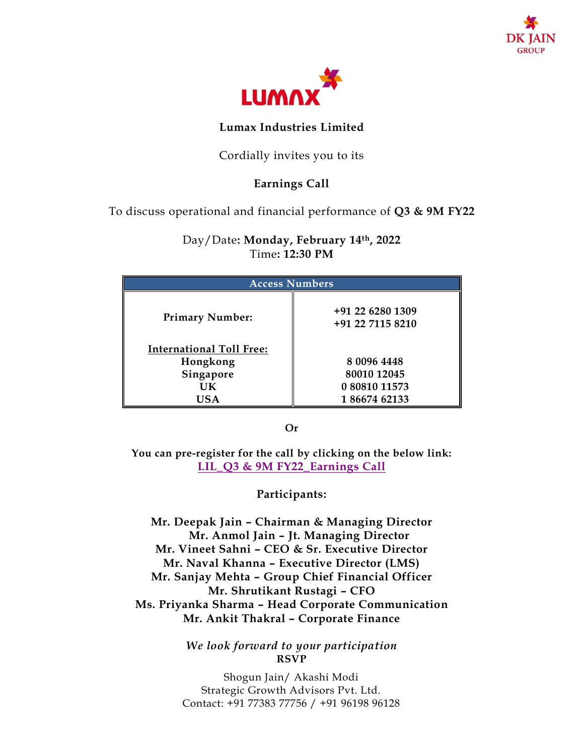DK JAIN GROUP

LUMAX

**Lumax Industries Limited**

Cordially invites you to its

**Earnings Call**

To discuss operational and financial performance of **Q3 & 9M FY22**

Day/Date**: Monday, February 14th, 2022**
Time**: 12:30 PM**

| Access Numbers | |
|---|---|
| **Primary Number:** | **+91 22 6280 1309**<br>**+91 22 7115 8210** |
| **International Toll Free:** | |
| **Hongkong** | **8 0096 4448** |
| **Singapore** | **80010 12045** |
| **UK** | **0 80810 11573** |
| **USA** | **1 86674 62133** |

**Or**

**You can pre-register for the call by clicking on the below link:**
**LIL_Q3 & 9M FY22_Earnings Call**

**Participants:**

**Mr. Deepak Jain – Chairman & Managing Director**
**Mr. Anmol Jain – Jt. Managing Director**
**Mr. Vineet Sahni – CEO & Sr. Executive Director**
**Mr. Naval Khanna – Executive Director (LMS)**
**Mr. Sanjay Mehta – Group Chief Financial Officer**
**Mr. Shrutikant Rustagi – CFO**
**Ms. Priyanka Sharma – Head Corporate Communication**
**Mr. Ankit Thakral – Corporate Finance**

*We look forward to your participation*
**RSVP**

Shogun Jain/ Akashi Modi
Strategic Growth Advisors Pvt. Ltd.
Contact: +91 77383 77756 / +91 96198 96128